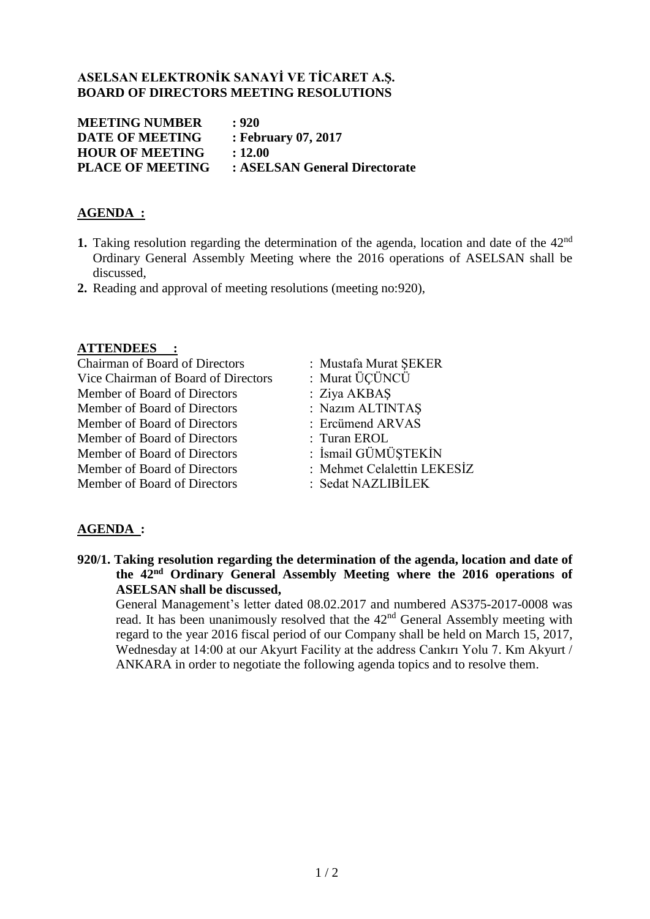**ASELSAN ELEKTRONİK SANAYİ VE TİCARET A.Ş.**
**BOARD OF DIRECTORS MEETING RESOLUTIONS**

**MEETING NUMBER : 920**
**DATE OF MEETING : February 07, 2017**
**HOUR OF MEETING : 12.00**
**PLACE OF MEETING : ASELSAN General Directorate**

## AGENDA :

1. Taking resolution regarding the determination of the agenda, location and date of the 42nd Ordinary General Assembly Meeting where the 2016 operations of ASELSAN shall be discussed,
2. Reading and approval of meeting resolutions (meeting no:920),

## ATTENDEES :

| | |
|---|---|
| Chairman of Board of Directors | : Mustafa Murat ŞEKER |
| Vice Chairman of Board of Directors | : Murat ÜÇÜNCÜ |
| Member of Board of Directors | : Ziya AKBAŞ |
| Member of Board of Directors | : Nazım ALTINTAŞ |
| Member of Board of Directors | : Ercümend ARVAS |
| Member of Board of Directors | : Turan EROL |
| Member of Board of Directors | : İsmail GÜMÜŞTEKİN |
| Member of Board of Directors | : Mehmet Celalettin LEKESİZ |
| Member of Board of Directors | : Sedat NAZLIBİLEK |

## AGENDA :

**920/1. Taking resolution regarding the determination of the agenda, location and date of the 42nd Ordinary General Assembly Meeting where the 2016 operations of ASELSAN shall be discussed,**

General Management's letter dated 08.02.2017 and numbered AS375-2017-0008 was read. It has been unanimously resolved that the 42nd General Assembly meeting with regard to the year 2016 fiscal period of our Company shall be held on March 15, 2017, Wednesday at 14:00 at our Akyurt Facility at the address Cankırı Yolu 7. Km Akyurt / ANKARA in order to negotiate the following agenda topics and to resolve them.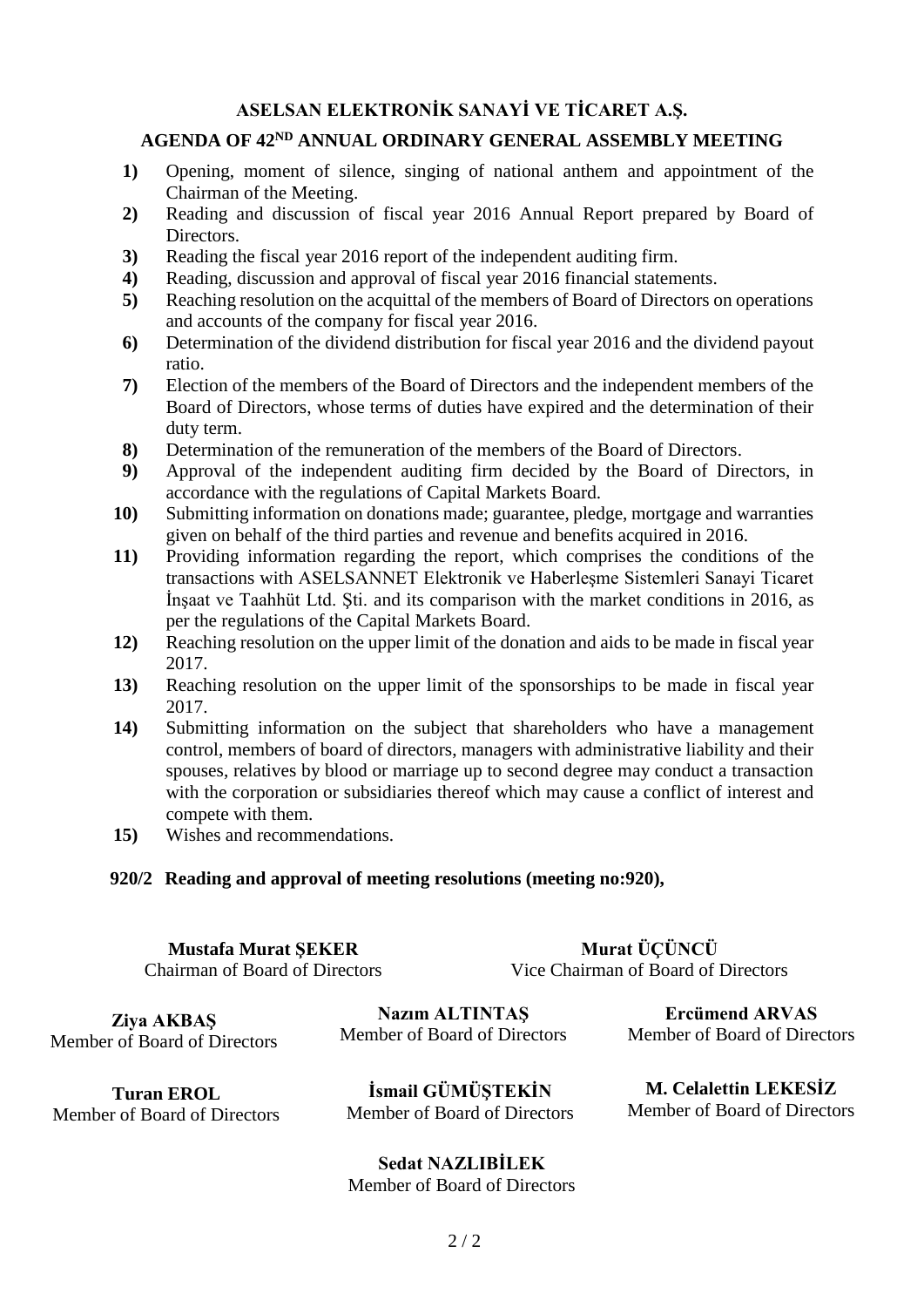**ASELSAN ELEKTRONİK SANAYİ VE TİCARET A.Ş.**

**AGENDA OF 42ND ANNUAL ORDINARY GENERAL ASSEMBLY MEETING**

**1)** Opening, moment of silence, singing of national anthem and appointment of the Chairman of the Meeting.

**2)** Reading and discussion of fiscal year 2016 Annual Report prepared by Board of Directors.

**3)** Reading the fiscal year 2016 report of the independent auditing firm.

**4)** Reading, discussion and approval of fiscal year 2016 financial statements.

**5)** Reaching resolution on the acquittal of the members of Board of Directors on operations and accounts of the company for fiscal year 2016.

**6)** Determination of the dividend distribution for fiscal year 2016 and the dividend payout ratio.

**7)** Election of the members of the Board of Directors and the independent members of the Board of Directors, whose terms of duties have expired and the determination of their duty term.

**8)** Determination of the remuneration of the members of the Board of Directors.

**9)** Approval of the independent auditing firm decided by the Board of Directors, in accordance with the regulations of Capital Markets Board.

**10)** Submitting information on donations made; guarantee, pledge, mortgage and warranties given on behalf of the third parties and revenue and benefits acquired in 2016.

**11)** Providing information regarding the report, which comprises the conditions of the transactions with ASELSANNET Elektronik ve Haberleşme Sistemleri Sanayi Ticaret İnşaat ve Taahhüt Ltd. Şti. and its comparison with the market conditions in 2016, as per the regulations of the Capital Markets Board.

**12)** Reaching resolution on the upper limit of the donation and aids to be made in fiscal year 2017.

**13)** Reaching resolution on the upper limit of the sponsorships to be made in fiscal year 2017.

**14)** Submitting information on the subject that shareholders who have a management control, members of board of directors, managers with administrative liability and their spouses, relatives by blood or marriage up to second degree may conduct a transaction with the corporation or subsidiaries thereof which may cause a conflict of interest and compete with them.

**15)** Wishes and recommendations.

**920/2 Reading and approval of meeting resolutions (meeting no:920),**

**Mustafa Murat ŞEKER**
Chairman of Board of Directors

**Murat ÜÇÜNCÜ**
Vice Chairman of Board of Directors

**Ziya AKBAŞ**
Member of Board of Directors

**Nazım ALTINTAŞ**
Member of Board of Directors

**Ercümend ARVAS**
Member of Board of Directors

**Turan EROL**
Member of Board of Directors

**İsmail GÜMÜŞTEKİN**
Member of Board of Directors

**M. Celalettin LEKESİZ**
Member of Board of Directors

**Sedat NAZLIBİLEK**
Member of Board of Directors